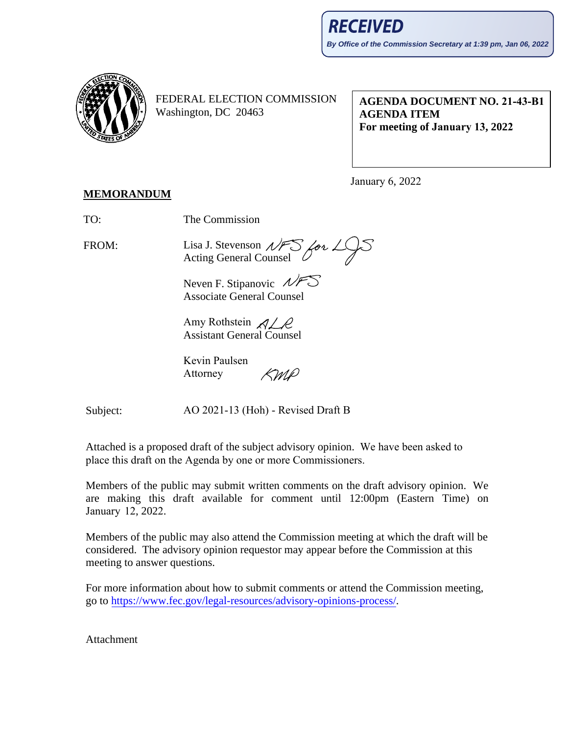**RECEIVED**

*By Office of the Commission Secretary at 1:39 pm, Jan 06, 2022*

FEDERAL ELECTION COMMISSION
Washington, DC 20463

**AGENDA DOCUMENT NO. 21-43-B1**
**AGENDA ITEM**
**For meeting of January 13, 2022**

January 6, 2022

**MEMORANDUM**

TO: The Commission

FROM: Lisa J. Stevenson NFS for LJS
Acting General Counsel

Neven F. Stipanovic NFS
Associate General Counsel

Amy Rothstein ALR
Assistant General Counsel

Kevin Paulsen KMP
Attorney

Subject: AO 2021-13 (Hoh) - Revised Draft B

Attached is a proposed draft of the subject advisory opinion. We have been asked to place this draft on the Agenda by one or more Commissioners.

Members of the public may submit written comments on the draft advisory opinion. We are making this draft available for comment until 12:00pm (Eastern Time) on January 12, 2022.

Members of the public may also attend the Commission meeting at which the draft will be considered. The advisory opinion requestor may appear before the Commission at this meeting to answer questions.

For more information about how to submit comments or attend the Commission meeting, go to https://www.fec.gov/legal-resources/advisory-opinions-process/.

Attachment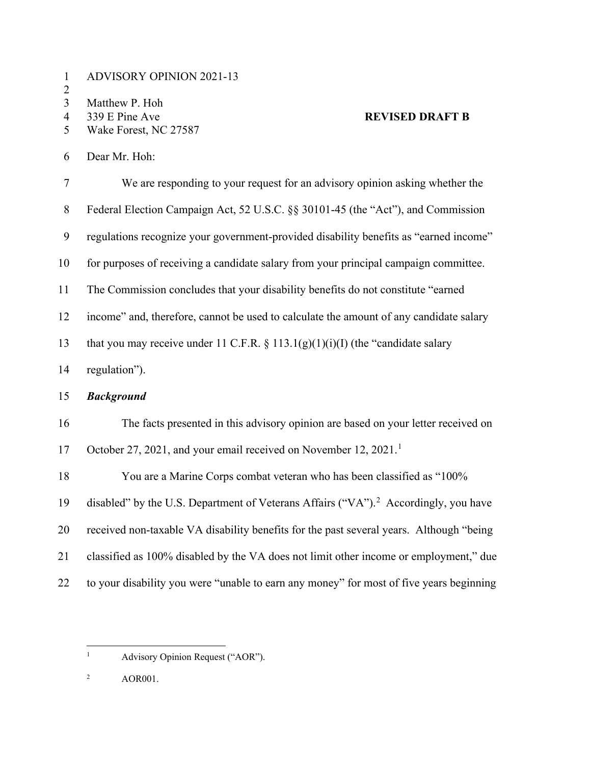ADVISORY OPINION 2021-13

Matthew P. Hoh
339 E Pine Ave
Wake Forest, NC 27587

**REVISED DRAFT B**

Dear Mr. Hoh:

We are responding to your request for an advisory opinion asking whether the Federal Election Campaign Act, 52 U.S.C. §§ 30101-45 (the "Act"), and Commission regulations recognize your government-provided disability benefits as "earned income" for purposes of receiving a candidate salary from your principal campaign committee. The Commission concludes that your disability benefits do not constitute "earned income" and, therefore, cannot be used to calculate the amount of any candidate salary that you may receive under 11 C.F.R. § 113.1(g)(1)(i)(I) (the "candidate salary regulation").

***Background***

The facts presented in this advisory opinion are based on your letter received on October 27, 2021, and your email received on November 12, 2021.[1]

You are a Marine Corps combat veteran who has been classified as "100% disabled" by the U.S. Department of Veterans Affairs ("VA").[2] Accordingly, you have received non-taxable VA disability benefits for the past several years. Although "being classified as 100% disabled by the VA does not limit other income or employment," due to your disability you were "unable to earn any money" for most of five years beginning

[1] Advisory Opinion Request ("AOR").

[2] AOR001.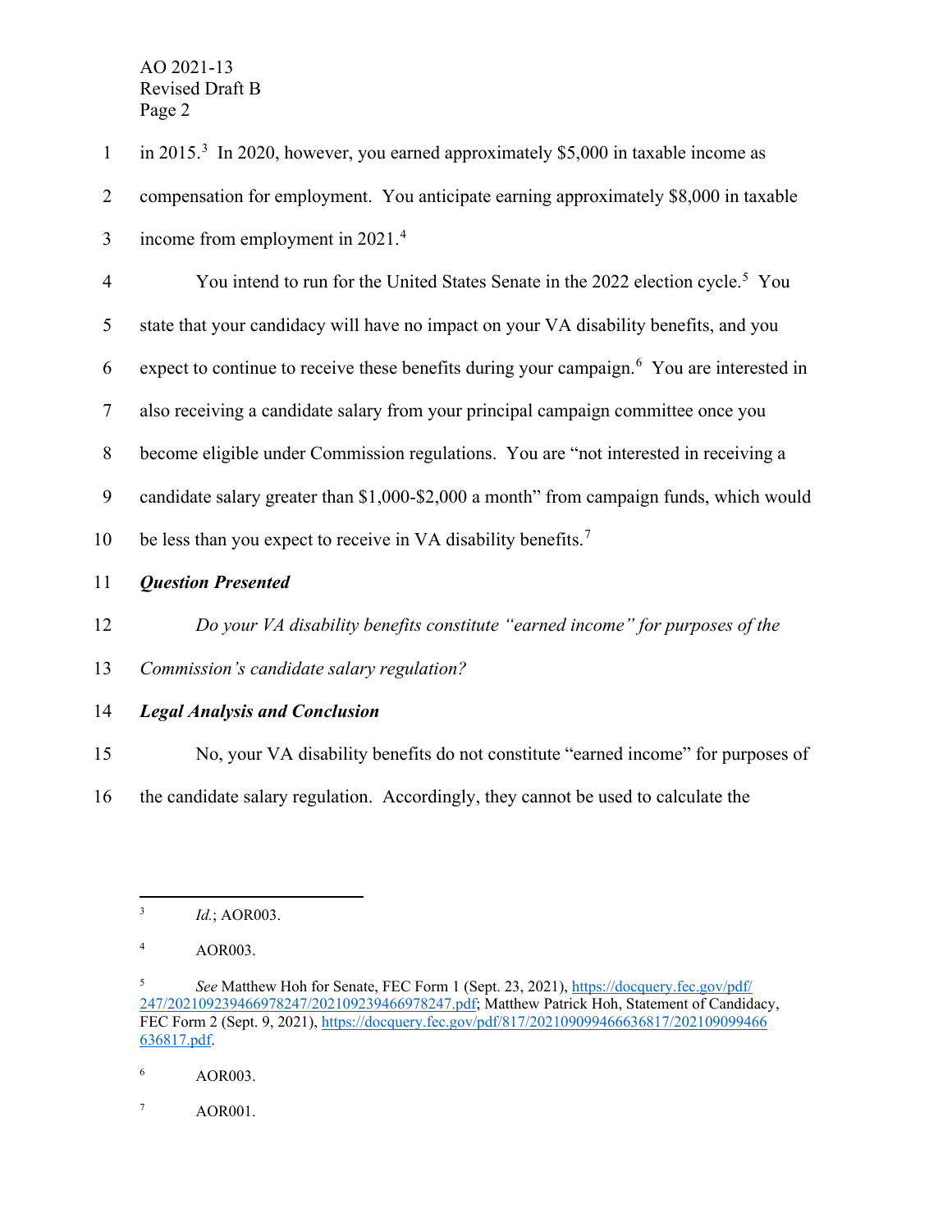in 2015.[3] In 2020, however, you earned approximately $5,000 in taxable income as compensation for employment. You anticipate earning approximately $8,000 in taxable income from employment in 2021.[4]

You intend to run for the United States Senate in the 2022 election cycle.[5] You state that your candidacy will have no impact on your VA disability benefits, and you expect to continue to receive these benefits during your campaign.[6] You are interested in also receiving a candidate salary from your principal campaign committee once you become eligible under Commission regulations. You are "not interested in receiving a candidate salary greater than $1,000-$2,000 a month" from campaign funds, which would be less than you expect to receive in VA disability benefits.[7]

***Question Presented***

*Do your VA disability benefits constitute "earned income" for purposes of the Commission's candidate salary regulation?*

***Legal Analysis and Conclusion***

No, your VA disability benefits do not constitute "earned income" for purposes of the candidate salary regulation. Accordingly, they cannot be used to calculate the

---

[3] *Id.*; AOR003.

[4] AOR003.

[5] *See* Matthew Hoh for Senate, FEC Form 1 (Sept. 23, 2021), https://docquery.fec.gov/pdf/247/202109239466978247/202109239466978247.pdf; Matthew Patrick Hoh, Statement of Candidacy, FEC Form 2 (Sept. 9, 2021), https://docquery.fec.gov/pdf/817/202109099466636817/202109099466636817.pdf.

[6] AOR003.

[7] AOR001.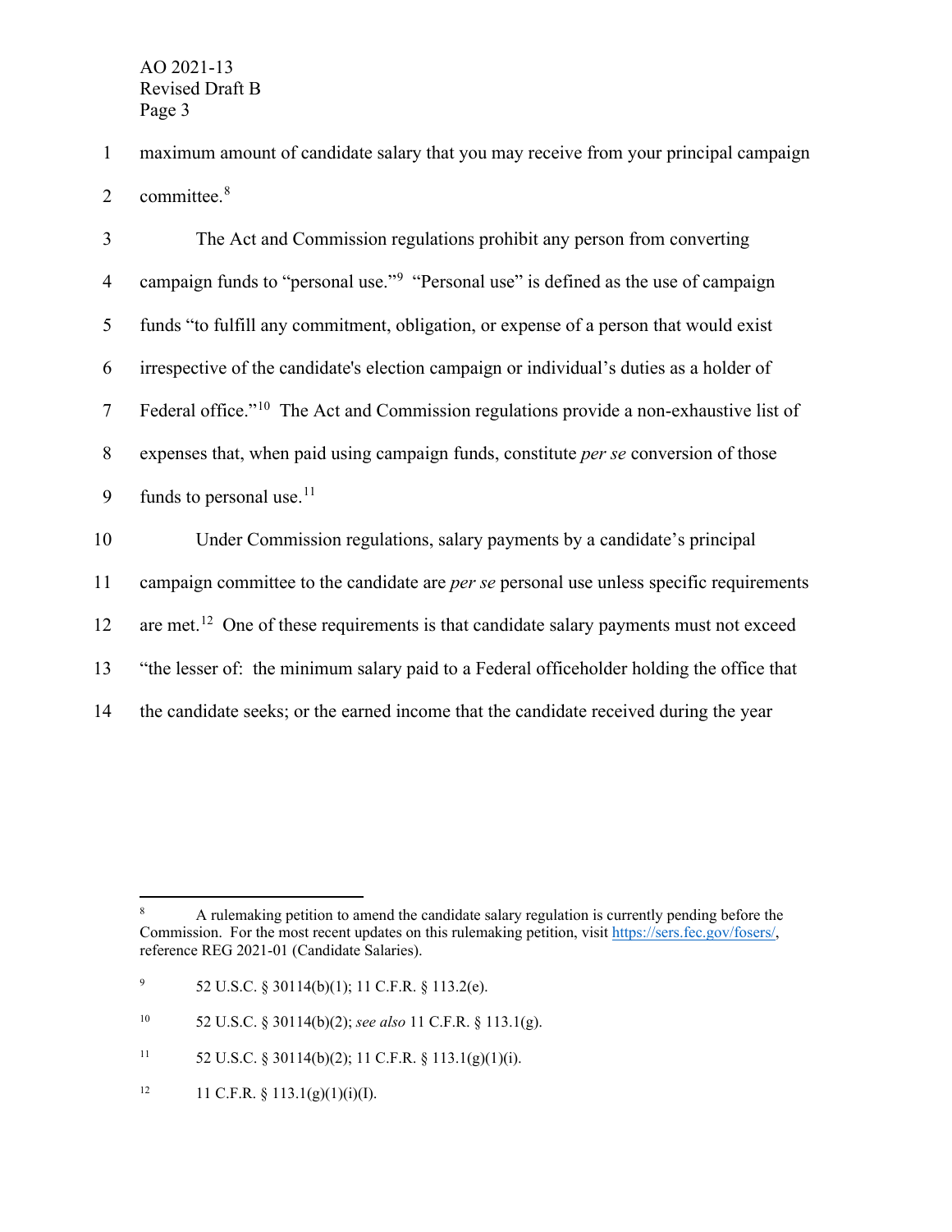maximum amount of candidate salary that you may receive from your principal campaign committee.[8]

The Act and Commission regulations prohibit any person from converting campaign funds to "personal use."[9] "Personal use" is defined as the use of campaign funds "to fulfill any commitment, obligation, or expense of a person that would exist irrespective of the candidate's election campaign or individual's duties as a holder of Federal office."[10] The Act and Commission regulations provide a non-exhaustive list of expenses that, when paid using campaign funds, constitute *per se* conversion of those funds to personal use.[11]

Under Commission regulations, salary payments by a candidate's principal campaign committee to the candidate are *per se* personal use unless specific requirements are met.[12] One of these requirements is that candidate salary payments must not exceed "the lesser of: the minimum salary paid to a Federal officeholder holding the office that the candidate seeks; or the earned income that the candidate received during the year

---

[8] A rulemaking petition to amend the candidate salary regulation is currently pending before the Commission. For the most recent updates on this rulemaking petition, visit https://sers.fec.gov/fosers/, reference REG 2021-01 (Candidate Salaries).

[9] 52 U.S.C. § 30114(b)(1); 11 C.F.R. § 113.2(e).

[10] 52 U.S.C. § 30114(b)(2); *see also* 11 C.F.R. § 113.1(g).

[11] 52 U.S.C. § 30114(b)(2); 11 C.F.R. § 113.1(g)(1)(i).

[12] 11 C.F.R. § 113.1(g)(1)(i)(I).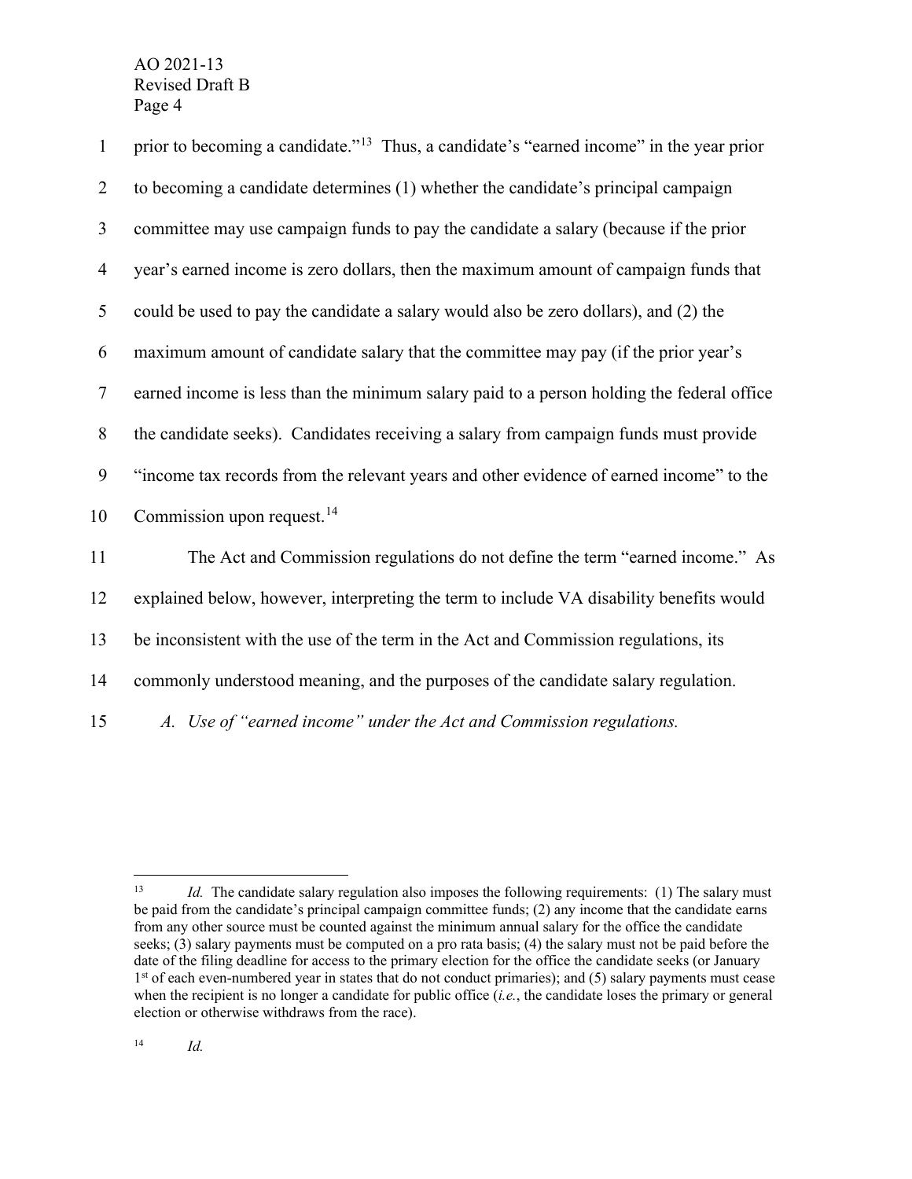prior to becoming a candidate."[13] Thus, a candidate's "earned income" in the year prior to becoming a candidate determines (1) whether the candidate's principal campaign committee may use campaign funds to pay the candidate a salary (because if the prior year's earned income is zero dollars, then the maximum amount of campaign funds that could be used to pay the candidate a salary would also be zero dollars), and (2) the maximum amount of candidate salary that the committee may pay (if the prior year's earned income is less than the minimum salary paid to a person holding the federal office the candidate seeks). Candidates receiving a salary from campaign funds must provide "income tax records from the relevant years and other evidence of earned income" to the Commission upon request.[14]

The Act and Commission regulations do not define the term "earned income." As explained below, however, interpreting the term to include VA disability benefits would be inconsistent with the use of the term in the Act and Commission regulations, its commonly understood meaning, and the purposes of the candidate salary regulation.

*A. Use of "earned income" under the Act and Commission regulations.*

---

[13] *Id.* The candidate salary regulation also imposes the following requirements: (1) The salary must be paid from the candidate's principal campaign committee funds; (2) any income that the candidate earns from any other source must be counted against the minimum annual salary for the office the candidate seeks; (3) salary payments must be computed on a pro rata basis; (4) the salary must not be paid before the date of the filing deadline for access to the primary election for the office the candidate seeks (or January 1st of each even-numbered year in states that do not conduct primaries); and (5) salary payments must cease when the recipient is no longer a candidate for public office (*i.e.*, the candidate loses the primary or general election or otherwise withdraws from the race).

[14] *Id.*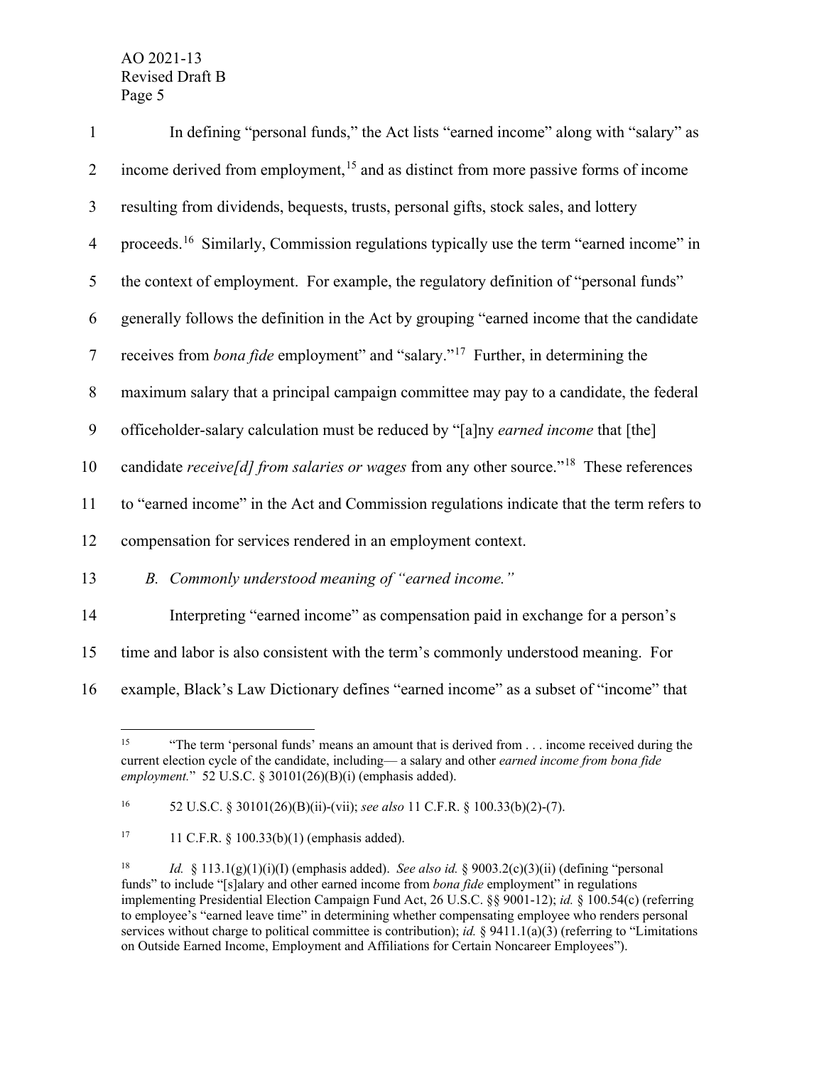In defining "personal funds," the Act lists "earned income" along with "salary" as income derived from employment,[15] and as distinct from more passive forms of income resulting from dividends, bequests, trusts, personal gifts, stock sales, and lottery proceeds.[16] Similarly, Commission regulations typically use the term "earned income" in the context of employment. For example, the regulatory definition of "personal funds" generally follows the definition in the Act by grouping "earned income that the candidate receives from *bona fide* employment" and "salary."[17] Further, in determining the maximum salary that a principal campaign committee may pay to a candidate, the federal officeholder-salary calculation must be reduced by "[a]ny *earned income* that [the] candidate *receive[d] from salaries or wages* from any other source."[18] These references to "earned income" in the Act and Commission regulations indicate that the term refers to compensation for services rendered in an employment context.

*B. Commonly understood meaning of "earned income."*

Interpreting "earned income" as compensation paid in exchange for a person's time and labor is also consistent with the term's commonly understood meaning. For example, Black's Law Dictionary defines "earned income" as a subset of "income" that

---

[15] "The term 'personal funds' means an amount that is derived from . . . income received during the current election cycle of the candidate, including— a salary and other *earned income from bona fide employment.*" 52 U.S.C. § 30101(26)(B)(i) (emphasis added).

[16] 52 U.S.C. § 30101(26)(B)(ii)-(vii); *see also* 11 C.F.R. § 100.33(b)(2)-(7).

[17] 11 C.F.R. § 100.33(b)(1) (emphasis added).

[18] *Id.* § 113.1(g)(1)(i)(I) (emphasis added). *See also id.* § 9003.2(c)(3)(ii) (defining "personal funds" to include "[s]alary and other earned income from *bona fide* employment" in regulations implementing Presidential Election Campaign Fund Act, 26 U.S.C. §§ 9001-12); *id.* § 100.54(c) (referring to employee's "earned leave time" in determining whether compensating employee who renders personal services without charge to political committee is contribution); *id.* § 9411.1(a)(3) (referring to "Limitations on Outside Earned Income, Employment and Affiliations for Certain Noncareer Employees").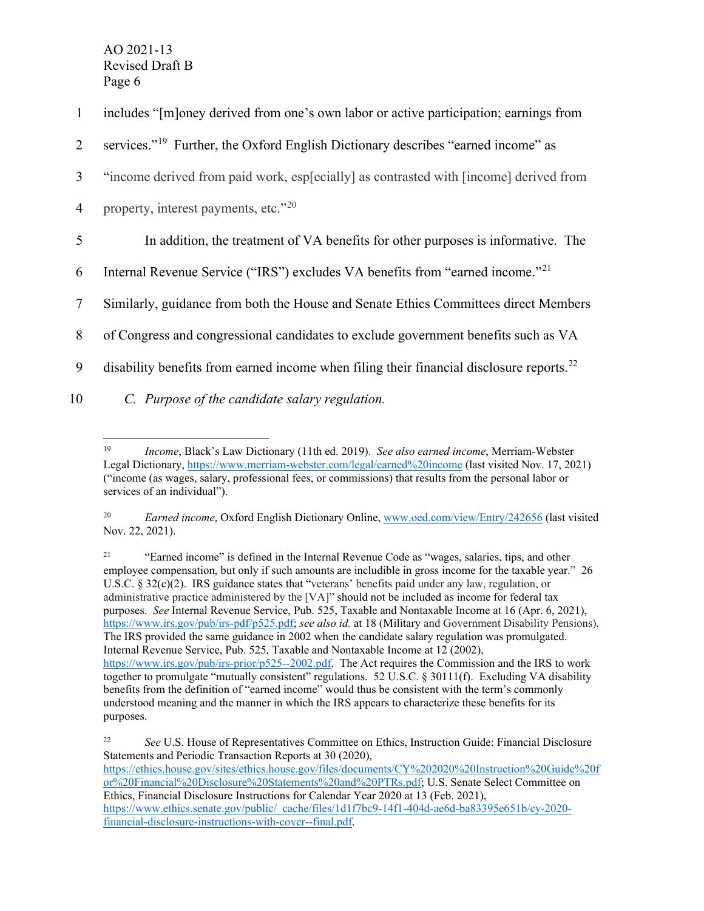includes "[m]oney derived from one's own labor or active participation; earnings from services."[19] Further, the Oxford English Dictionary describes "earned income" as "income derived from paid work, esp[ecially] as contrasted with [income] derived from property, interest payments, etc."[20]

In addition, the treatment of VA benefits for other purposes is informative. The Internal Revenue Service ("IRS") excludes VA benefits from "earned income."[21] Similarly, guidance from both the House and Senate Ethics Committees direct Members of Congress and congressional candidates to exclude government benefits such as VA disability benefits from earned income when filing their financial disclosure reports.[22]

*C. Purpose of the candidate salary regulation.*

---

[19] *Income*, Black's Law Dictionary (11th ed. 2019). *See also earned income*, Merriam-Webster Legal Dictionary, https://www.merriam-webster.com/legal/earned%20income (last visited Nov. 17, 2021) ("income (as wages, salary, professional fees, or commissions) that results from the personal labor or services of an individual").

[20] *Earned income*, Oxford English Dictionary Online, www.oed.com/view/Entry/242656 (last visited Nov. 22, 2021).

[21] "Earned income" is defined in the Internal Revenue Code as "wages, salaries, tips, and other employee compensation, but only if such amounts are includible in gross income for the taxable year." 26 U.S.C. § 32(c)(2). IRS guidance states that "veterans' benefits paid under any law, regulation, or administrative practice administered by the [VA]" should not be included as income for federal tax purposes. *See* Internal Revenue Service, Pub. 525, Taxable and Nontaxable Income at 16 (Apr. 6, 2021), https://www.irs.gov/pub/irs-pdf/p525.pdf; *see also id.* at 18 (Military and Government Disability Pensions). The IRS provided the same guidance in 2002 when the candidate salary regulation was promulgated. Internal Revenue Service, Pub. 525, Taxable and Nontaxable Income at 12 (2002), https://www.irs.gov/pub/irs-prior/p525--2002.pdf. The Act requires the Commission and the IRS to work together to promulgate "mutually consistent" regulations. 52 U.S.C. § 30111(f). Excluding VA disability benefits from the definition of "earned income" would thus be consistent with the term's commonly understood meaning and the manner in which the IRS appears to characterize these benefits for its purposes.

[22] *See* U.S. House of Representatives Committee on Ethics, Instruction Guide: Financial Disclosure Statements and Periodic Transaction Reports at 30 (2020), https://ethics.house.gov/sites/ethics.house.gov/files/documents/CY%202020%20Instruction%20Guide%20for%20Financial%20Disclosure%20Statements%20and%20PTRs.pdf; U.S. Senate Select Committee on Ethics, Financial Disclosure Instructions for Calendar Year 2020 at 13 (Feb. 2021), https://www.ethics.senate.gov/public/_cache/files/1d1f7bc9-14f1-404d-ae6d-ba83395e651b/cy-2020-financial-disclosure-instructions-with-cover--final.pdf.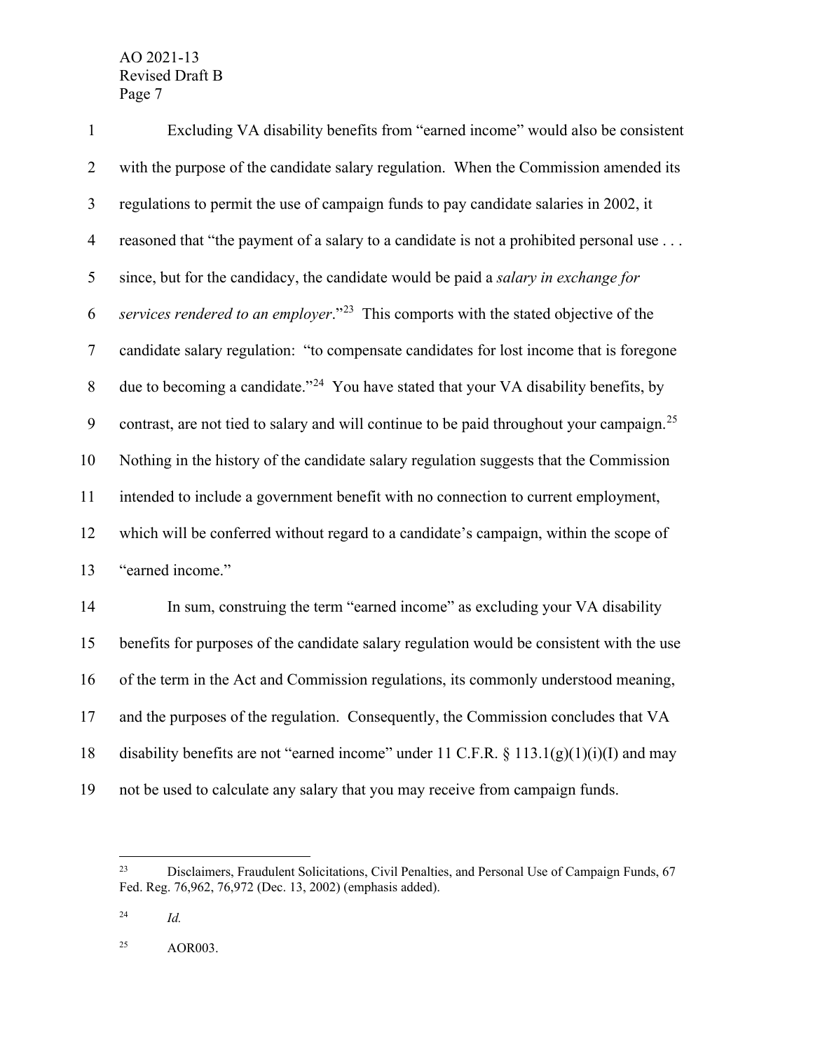Excluding VA disability benefits from "earned income" would also be consistent with the purpose of the candidate salary regulation. When the Commission amended its regulations to permit the use of campaign funds to pay candidate salaries in 2002, it reasoned that "the payment of a salary to a candidate is not a prohibited personal use . . . since, but for the candidacy, the candidate would be paid a *salary in exchange for services rendered to an employer*."[23] This comports with the stated objective of the candidate salary regulation: "to compensate candidates for lost income that is foregone due to becoming a candidate."[24] You have stated that your VA disability benefits, by contrast, are not tied to salary and will continue to be paid throughout your campaign.[25] Nothing in the history of the candidate salary regulation suggests that the Commission intended to include a government benefit with no connection to current employment, which will be conferred without regard to a candidate's campaign, within the scope of "earned income."

In sum, construing the term "earned income" as excluding your VA disability benefits for purposes of the candidate salary regulation would be consistent with the use of the term in the Act and Commission regulations, its commonly understood meaning, and the purposes of the regulation. Consequently, the Commission concludes that VA disability benefits are not "earned income" under 11 C.F.R. § 113.1(g)(1)(i)(I) and may not be used to calculate any salary that you may receive from campaign funds.

---

[23] Disclaimers, Fraudulent Solicitations, Civil Penalties, and Personal Use of Campaign Funds, 67 Fed. Reg. 76,962, 76,972 (Dec. 13, 2002) (emphasis added).

[24] *Id.*

[25] AOR003.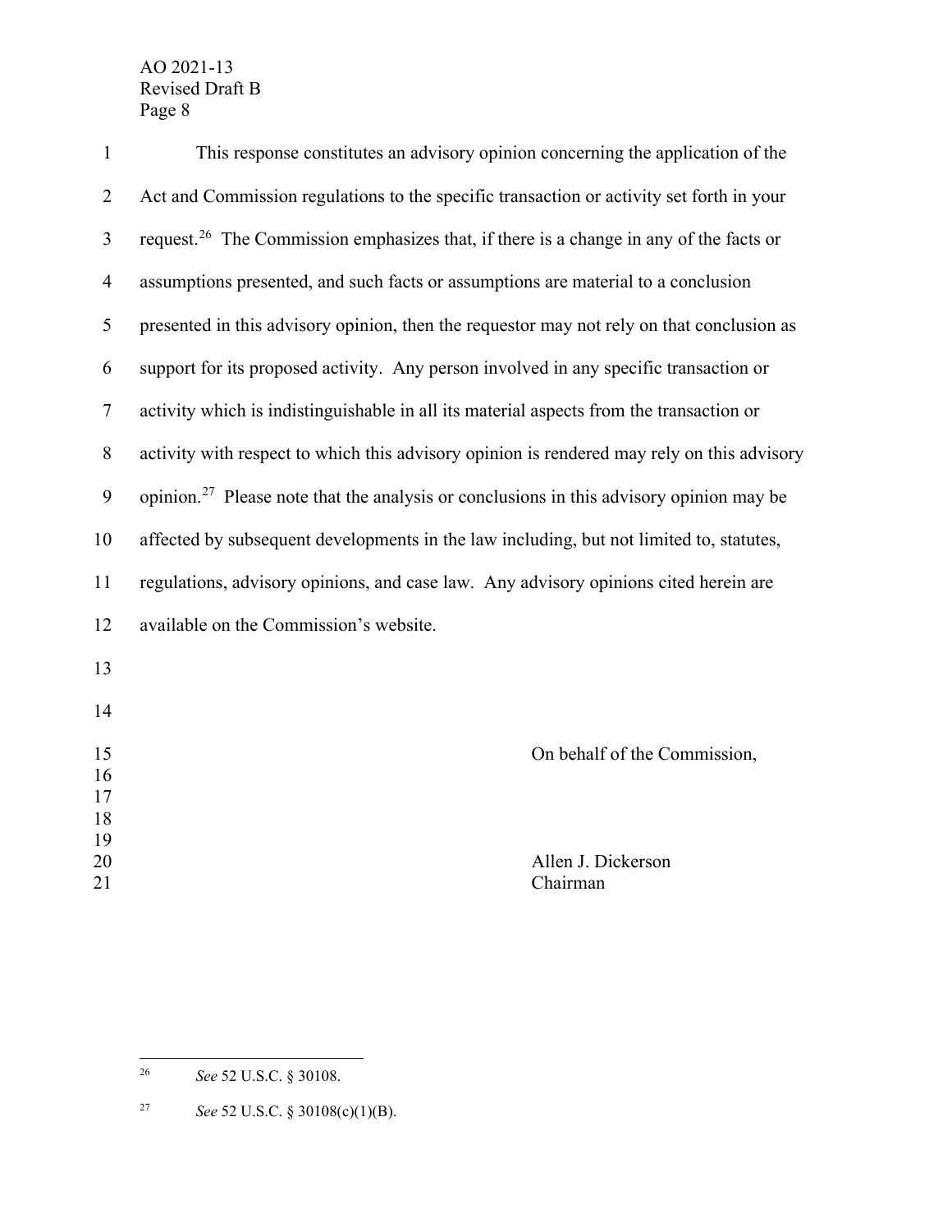This response constitutes an advisory opinion concerning the application of the Act and Commission regulations to the specific transaction or activity set forth in your request.[26] The Commission emphasizes that, if there is a change in any of the facts or assumptions presented, and such facts or assumptions are material to a conclusion presented in this advisory opinion, then the requestor may not rely on that conclusion as support for its proposed activity. Any person involved in any specific transaction or activity which is indistinguishable in all its material aspects from the transaction or activity with respect to which this advisory opinion is rendered may rely on this advisory opinion.[27] Please note that the analysis or conclusions in this advisory opinion may be affected by subsequent developments in the law including, but not limited to, statutes, regulations, advisory opinions, and case law. Any advisory opinions cited herein are available on the Commission's website.

On behalf of the Commission,

Allen J. Dickerson
Chairman

---

[26] *See* 52 U.S.C. § 30108.

[27] *See* 52 U.S.C. § 30108(c)(1)(B).